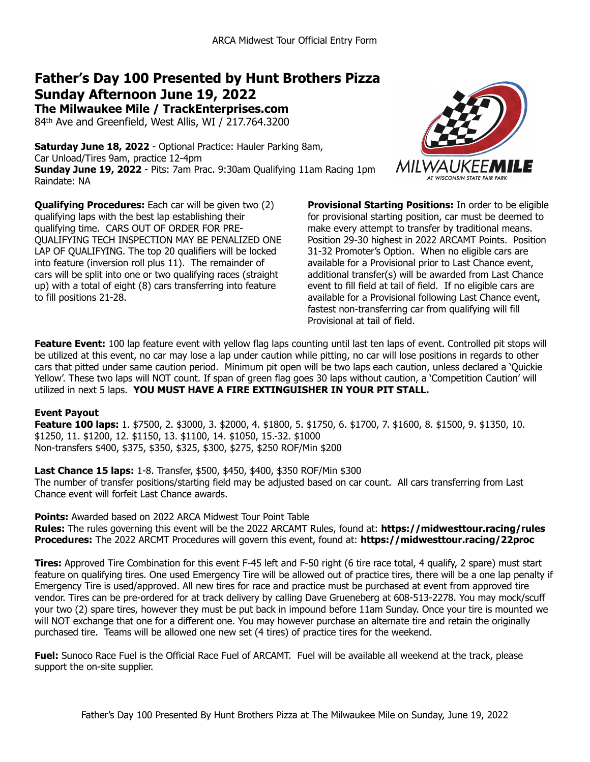ARCA Midwest Tour Official Entry Form

# Father's Day 100 Presented by Hunt Brothers Pizza
# Sunday Afternoon June 19, 2022

### The Milwaukee Mile / TrackEnterprises.com

84th Ave and Greenfield, West Allis, WI / 217.764.3200

**Saturday June 18, 2022** - Optional Practice: Hauler Parking 8am, Car Unload/Tires 9am, practice 12-4pm
**Sunday June 19, 2022** - Pits: 7am Prac. 9:30am Qualifying 11am Racing 1pm
Raindate: NA

**Qualifying Procedures:** Each car will be given two (2) qualifying laps with the best lap establishing their qualifying time. CARS OUT OF ORDER FOR PRE-QUALIFYING TECH INSPECTION MAY BE PENALIZED ONE LAP OF QUALIFYING. The top 20 qualifiers will be locked into feature (inversion roll plus 11). The remainder of cars will be split into one or two qualifying races (straight up) with a total of eight (8) cars transferring into feature to fill positions 21-28.

**Provisional Starting Positions:** In order to be eligible for provisional starting position, car must be deemed to make every attempt to transfer by traditional means. Position 29-30 highest in 2022 ARCAMT Points. Position 31-32 Promoter's Option. When no eligible cars are available for a Provisional prior to Last Chance event, additional transfer(s) will be awarded from Last Chance event to fill field at tail of field. If no eligible cars are available for a Provisional following Last Chance event, fastest non-transferring car from qualifying will fill Provisional at tail of field.

**Feature Event:** 100 lap feature event with yellow flag laps counting until last ten laps of event. Controlled pit stops will be utilized at this event, no car may lose a lap under caution while pitting, no car will lose positions in regards to other cars that pitted under same caution period. Minimum pit open will be two laps each caution, unless declared a 'Quickie Yellow'. These two laps will NOT count. If span of green flag goes 30 laps without caution, a 'Competition Caution' will utilized in next 5 laps. **YOU MUST HAVE A FIRE EXTINGUISHER IN YOUR PIT STALL.**

**Event Payout**
**Feature 100 laps:** 1. $7500, 2. $3000, 3. $2000, 4. $1800, 5. $1750, 6. $1700, 7. $1600, 8. $1500, 9. $1350, 10. $1250, 11. $1200, 12. $1150, 13. $1100, 14. $1050, 15.-32. $1000
Non-transfers $400, $375, $350, $325, $300, $275, $250 ROF/Min $200

**Last Chance 15 laps:** 1-8. Transfer, $500, $450, $400, $350 ROF/Min $300
The number of transfer positions/starting field may be adjusted based on car count. All cars transferring from Last Chance event will forfeit Last Chance awards.

**Points:** Awarded based on 2022 ARCA Midwest Tour Point Table
**Rules:** The rules governing this event will be the 2022 ARCAMT Rules, found at: **https://midwesttour.racing/rules**
**Procedures:** The 2022 ARCMT Procedures will govern this event, found at: **https://midwesttour.racing/22proc**

**Tires:** Approved Tire Combination for this event F-45 left and F-50 right (6 tire race total, 4 qualify, 2 spare) must start feature on qualifying tires. One used Emergency Tire will be allowed out of practice tires, there will be a one lap penalty if Emergency Tire is used/approved. All new tires for race and practice must be purchased at event from approved tire vendor. Tires can be pre-ordered for at track delivery by calling Dave Grueneberg at 608-513-2278. You may mock/scuff your two (2) spare tires, however they must be put back in impound before 11am Sunday. Once your tire is mounted we will NOT exchange that one for a different one. You may however purchase an alternate tire and retain the originally purchased tire. Teams will be allowed one new set (4 tires) of practice tires for the weekend.

**Fuel:** Sunoco Race Fuel is the Official Race Fuel of ARCAMT. Fuel will be available all weekend at the track, please support the on-site supplier.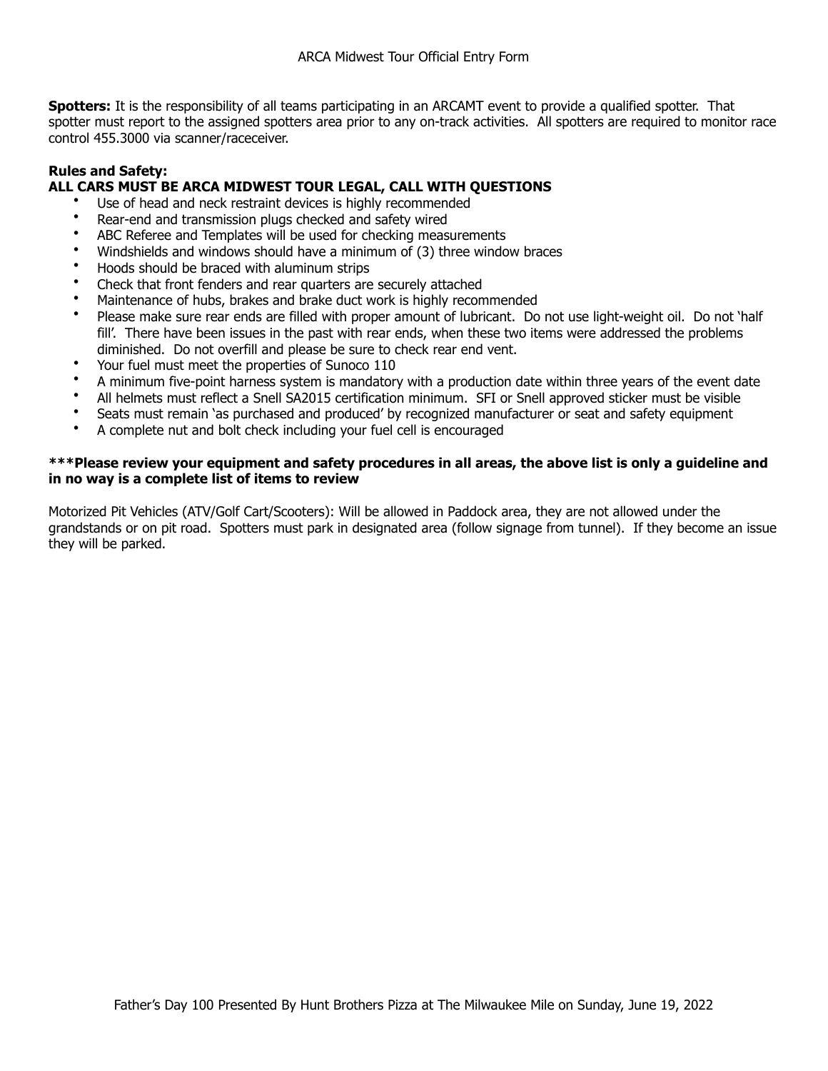**Spotters:** It is the responsibility of all teams participating in an ARCAMT event to provide a qualified spotter. That spotter must report to the assigned spotters area prior to any on-track activities. All spotters are required to monitor race control 455.3000 via scanner/raceceiver.

**Rules and Safety:**
**ALL CARS MUST BE ARCA MIDWEST TOUR LEGAL, CALL WITH QUESTIONS**

- Use of head and neck restraint devices is highly recommended
- Rear-end and transmission plugs checked and safety wired
- ABC Referee and Templates will be used for checking measurements
- Windshields and windows should have a minimum of (3) three window braces
- Hoods should be braced with aluminum strips
- Check that front fenders and rear quarters are securely attached
- Maintenance of hubs, brakes and brake duct work is highly recommended
- Please make sure rear ends are filled with proper amount of lubricant. Do not use light-weight oil. Do not 'half fill'. There have been issues in the past with rear ends, when these two items were addressed the problems diminished. Do not overfill and please be sure to check rear end vent.
- Your fuel must meet the properties of Sunoco 110
- A minimum five-point harness system is mandatory with a production date within three years of the event date
- All helmets must reflect a Snell SA2015 certification minimum. SFI or Snell approved sticker must be visible
- Seats must remain 'as purchased and produced' by recognized manufacturer or seat and safety equipment
- A complete nut and bolt check including your fuel cell is encouraged

**\*\*\*Please review your equipment and safety procedures in all areas, the above list is only a guideline and in no way is a complete list of items to review**

Motorized Pit Vehicles (ATV/Golf Cart/Scooters): Will be allowed in Paddock area, they are not allowed under the grandstands or on pit road. Spotters must park in designated area (follow signage from tunnel). If they become an issue they will be parked.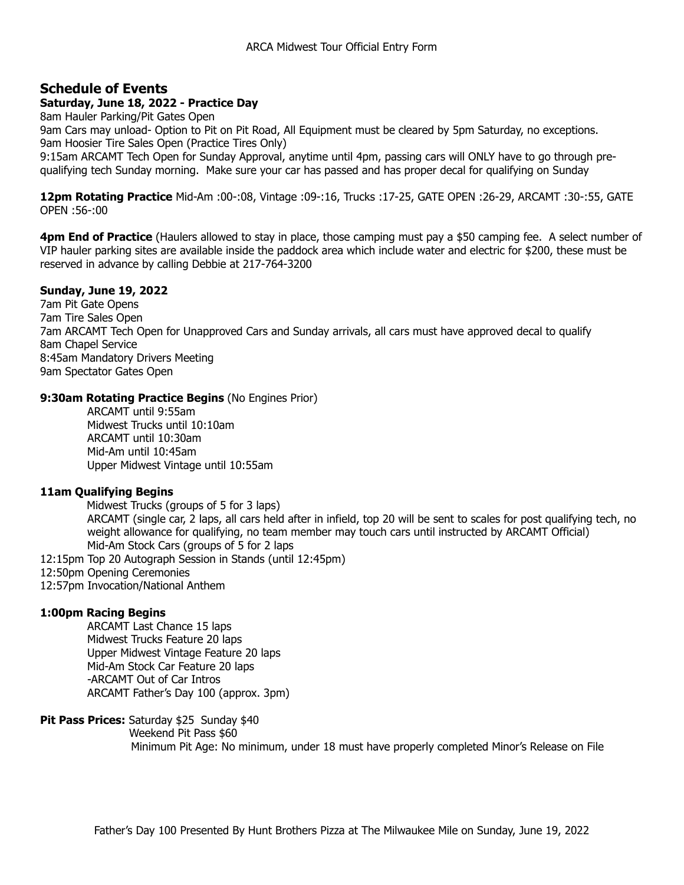## Schedule of Events

**Saturday, June 18, 2022 - Practice Day**

8am Hauler Parking/Pit Gates Open
9am Cars may unload- Option to Pit on Pit Road, All Equipment must be cleared by 5pm Saturday, no exceptions.
9am Hoosier Tire Sales Open (Practice Tires Only)
9:15am ARCAMT Tech Open for Sunday Approval, anytime until 4pm, passing cars will ONLY have to go through pre-qualifying tech Sunday morning. Make sure your car has passed and has proper decal for qualifying on Sunday

**12pm Rotating Practice** Mid-Am :00-:08, Vintage :09-:16, Trucks :17-25, GATE OPEN :26-29, ARCAMT :30-:55, GATE OPEN :56-:00

**4pm End of Practice** (Haulers allowed to stay in place, those camping must pay a $50 camping fee. A select number of VIP hauler parking sites are available inside the paddock area which include water and electric for $200, these must be reserved in advance by calling Debbie at 217-764-3200

**Sunday, June 19, 2022**

7am Pit Gate Opens
7am Tire Sales Open
7am ARCAMT Tech Open for Unapproved Cars and Sunday arrivals, all cars must have approved decal to qualify
8am Chapel Service
8:45am Mandatory Drivers Meeting
9am Spectator Gates Open

**9:30am Rotating Practice Begins** (No Engines Prior)

- ARCAMT until 9:55am
- Midwest Trucks until 10:10am
- ARCAMT until 10:30am
- Mid-Am until 10:45am
- Upper Midwest Vintage until 10:55am

**11am Qualifying Begins**

- Midwest Trucks (groups of 5 for 3 laps)
- ARCAMT (single car, 2 laps, all cars held after in infield, top 20 will be sent to scales for post qualifying tech, no weight allowance for qualifying, no team member may touch cars until instructed by ARCAMT Official)
- Mid-Am Stock Cars (groups of 5 for 2 laps

12:15pm Top 20 Autograph Session in Stands (until 12:45pm)
12:50pm Opening Ceremonies
12:57pm Invocation/National Anthem

**1:00pm Racing Begins**

- ARCAMT Last Chance 15 laps
- Midwest Trucks Feature 20 laps
- Upper Midwest Vintage Feature 20 laps
- Mid-Am Stock Car Feature 20 laps
- -ARCAMT Out of Car Intros
- ARCAMT Father's Day 100 (approx. 3pm)

**Pit Pass Prices:** Saturday $25 Sunday $40
Weekend Pit Pass $60
Minimum Pit Age: No minimum, under 18 must have properly completed Minor's Release on File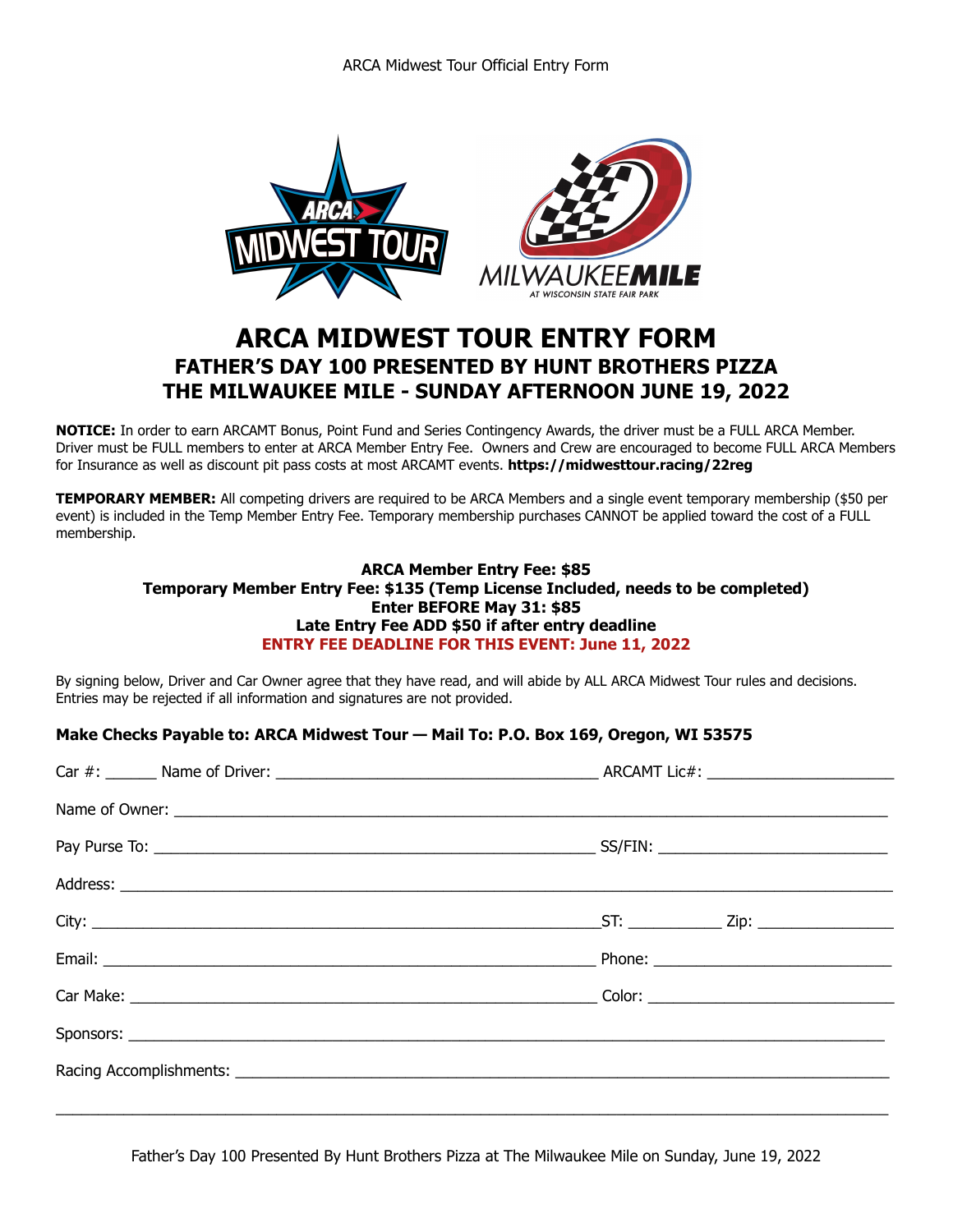# ARCA MIDWEST TOUR ENTRY FORM

## FATHER'S DAY 100 PRESENTED BY HUNT BROTHERS PIZZA

## THE MILWAUKEE MILE - SUNDAY AFTERNOON JUNE 19, 2022

**NOTICE:** In order to earn ARCAMT Bonus, Point Fund and Series Contingency Awards, the driver must be a FULL ARCA Member. Driver must be FULL members to enter at ARCA Member Entry Fee. Owners and Crew are encouraged to become FULL ARCA Members for Insurance as well as discount pit pass costs at most ARCAMT events. **https://midwesttour.racing/22reg**

**TEMPORARY MEMBER:** All competing drivers are required to be ARCA Members and a single event temporary membership ($50 per event) is included in the Temp Member Entry Fee. Temporary membership purchases CANNOT be applied toward the cost of a FULL membership.

**ARCA Member Entry Fee: $85**
**Temporary Member Entry Fee: $135 (Temp License Included, needs to be completed)**
**Enter BEFORE May 31: $85**
**Late Entry Fee ADD $50 if after entry deadline**
**ENTRY FEE DEADLINE FOR THIS EVENT: June 11, 2022**

By signing below, Driver and Car Owner agree that they have read, and will abide by ALL ARCA Midwest Tour rules and decisions. Entries may be rejected if all information and signatures are not provided.

**Make Checks Payable to: ARCA Midwest Tour — Mail To: P.O. Box 169, Oregon, WI 53575**

Car #: ______ Name of Driver: ____________________________________ ARCAMT Lic#: ____________________

Name of Owner: ________________________________________________________________________________

Pay Purse To: _________________________________________________ SS/FIN: _________________________

Address: _______________________________________________________________________________________

City: ______________________________________________________ST: __________ Zip: _______________

Email: _______________________________________________________ Phone: __________________________

Car Make: ____________________________________________________ Color: __________________________

Sponsors: ______________________________________________________________________________________

Racing Accomplishments: ________________________________________________________________________

________________________________________________________________________________________________

Father's Day 100 Presented By Hunt Brothers Pizza at The Milwaukee Mile on Sunday, June 19, 2022